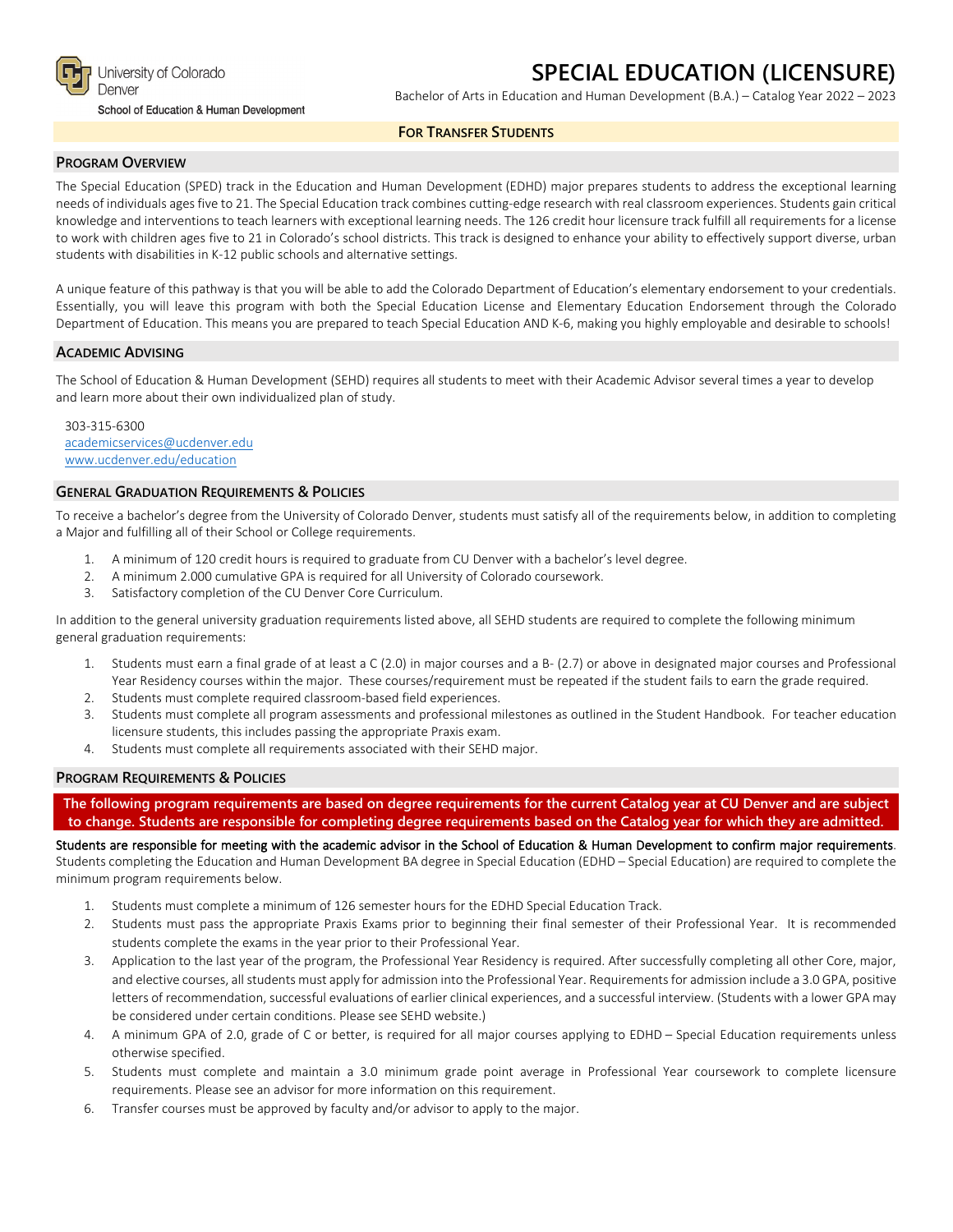University of Colorado Denver

School of Education & Human Development

# SPECIAL EDUCATION (LICENSURE)

Bachelor of Arts in Education and Human Development (B.A.) – Catalog Year 2022 – 2023

**FOR TRANSFER STUDENTS**

## PROGRAM OVERVIEW

The Special Education (SPED) track in the Education and Human Development (EDHD) major prepares students to address the exceptional learning needs of individuals ages five to 21. The Special Education track combines cutting-edge research with real classroom experiences. Students gain critical knowledge and interventions to teach learners with exceptional learning needs. The 126 credit hour licensure track fulfill all requirements for a license to work with children ages five to 21 in Colorado's school districts. This track is designed to enhance your ability to effectively support diverse, urban students with disabilities in K-12 public schools and alternative settings.

A unique feature of this pathway is that you will be able to add the Colorado Department of Education's elementary endorsement to your credentials. Essentially, you will leave this program with both the Special Education License and Elementary Education Endorsement through the Colorado Department of Education. This means you are prepared to teach Special Education AND K-6, making you highly employable and desirable to schools!

## ACADEMIC ADVISING

The School of Education & Human Development (SEHD) requires all students to meet with their Academic Advisor several times a year to develop and learn more about their own individualized plan of study.

303-315-6300
academicservices@ucdenver.edu
www.ucdenver.edu/education

## GENERAL GRADUATION REQUIREMENTS & POLICIES

To receive a bachelor's degree from the University of Colorado Denver, students must satisfy all of the requirements below, in addition to completing a Major and fulfilling all of their School or College requirements.

1. A minimum of 120 credit hours is required to graduate from CU Denver with a bachelor's level degree.
2. A minimum 2.000 cumulative GPA is required for all University of Colorado coursework.
3. Satisfactory completion of the CU Denver Core Curriculum.

In addition to the general university graduation requirements listed above, all SEHD students are required to complete the following minimum general graduation requirements:

1. Students must earn a final grade of at least a C (2.0) in major courses and a B- (2.7) or above in designated major courses and Professional Year Residency courses within the major. These courses/requirement must be repeated if the student fails to earn the grade required.
2. Students must complete required classroom-based field experiences.
3. Students must complete all program assessments and professional milestones as outlined in the Student Handbook. For teacher education licensure students, this includes passing the appropriate Praxis exam.
4. Students must complete all requirements associated with their SEHD major.

## PROGRAM REQUIREMENTS & POLICIES

**The following program requirements are based on degree requirements for the current Catalog year at CU Denver and are subject to change. Students are responsible for completing degree requirements based on the Catalog year for which they are admitted.**

Students are responsible for meeting with the academic advisor in the School of Education & Human Development to confirm major requirements. Students completing the Education and Human Development BA degree in Special Education (EDHD – Special Education) are required to complete the minimum program requirements below.

1. Students must complete a minimum of 126 semester hours for the EDHD Special Education Track.
2. Students must pass the appropriate Praxis Exams prior to beginning their final semester of their Professional Year. It is recommended students complete the exams in the year prior to their Professional Year.
3. Application to the last year of the program, the Professional Year Residency is required. After successfully completing all other Core, major, and elective courses, all students must apply for admission into the Professional Year. Requirements for admission include a 3.0 GPA, positive letters of recommendation, successful evaluations of earlier clinical experiences, and a successful interview. (Students with a lower GPA may be considered under certain conditions. Please see SEHD website.)
4. A minimum GPA of 2.0, grade of C or better, is required for all major courses applying to EDHD – Special Education requirements unless otherwise specified.
5. Students must complete and maintain a 3.0 minimum grade point average in Professional Year coursework to complete licensure requirements. Please see an advisor for more information on this requirement.
6. Transfer courses must be approved by faculty and/or advisor to apply to the major.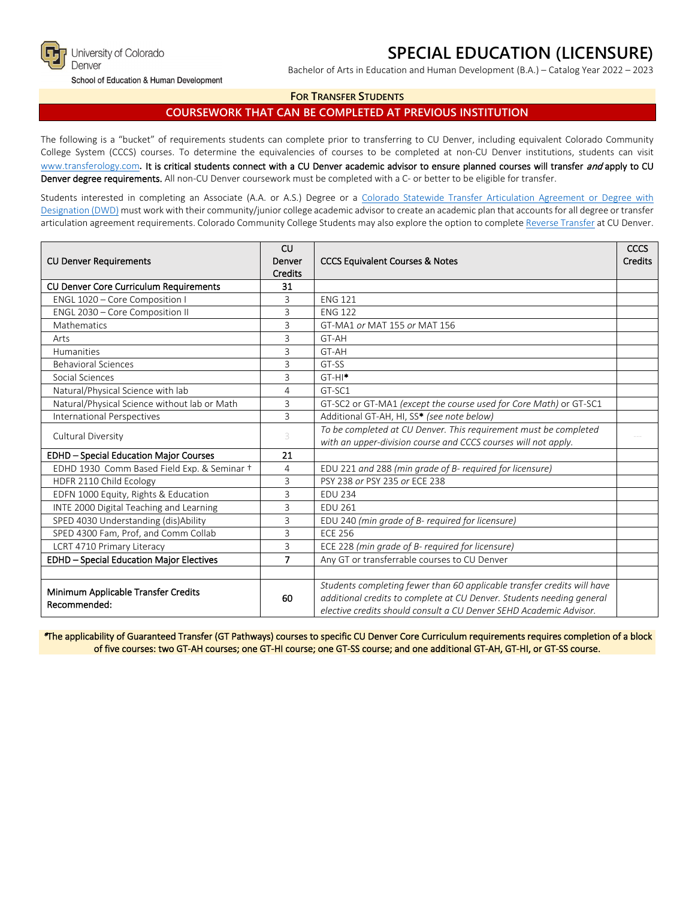University of Colorado Denver
School of Education & Human Development

# SPECIAL EDUCATION (LICENSURE)

Bachelor of Arts in Education and Human Development (B.A.) – Catalog Year 2022 – 2023

### FOR TRANSFER STUDENTS

## COURSEWORK THAT CAN BE COMPLETED AT PREVIOUS INSTITUTION

The following is a "bucket" of requirements students can complete prior to transferring to CU Denver, including equivalent Colorado Community College System (CCCS) courses. To determine the equivalencies of courses to be completed at non-CU Denver institutions, students can visit www.transferology.com. **It is critical students connect with a CU Denver academic advisor to ensure planned courses will transfer *and* apply to CU Denver degree requirements.** All non-CU Denver coursework must be completed with a C- or better to be eligible for transfer.

Students interested in completing an Associate (A.A. or A.S.) Degree or a Colorado Statewide Transfer Articulation Agreement or Degree with Designation (DWD) must work with their community/junior college academic advisor to create an academic plan that accounts for all degree or transfer articulation agreement requirements. Colorado Community College Students may also explore the option to complete Reverse Transfer at CU Denver.

| CU Denver Requirements | CU Denver Credits | CCCS Equivalent Courses & Notes | CCCS Credits |
|---|---|---|---|
| **CU Denver Core Curriculum Requirements** | **31** | | |
| ENGL 1020 – Core Composition I | 3 | ENG 121 | |
| ENGL 2030 – Core Composition II | 3 | ENG 122 | |
| Mathematics | 3 | GT-MA1 *or* MAT 155 *or* MAT 156 | |
| Arts | 3 | GT-AH | |
| Humanities | 3 | GT-AH | |
| Behavioral Sciences | 3 | GT-SS | |
| Social Sciences | 3 | GT-HI* | |
| Natural/Physical Science with lab | 4 | GT-SC1 | |
| Natural/Physical Science without lab or Math | 3 | GT-SC2 or GT-MA1 *(except the course used for Core Math)* or GT-SC1 | |
| International Perspectives | 3 | Additional GT-AH, HI, SS* *(see note below)* | |
| Cultural Diversity | 3 | *To be completed at CU Denver. This requirement must be completed with an upper-division course and CCCS courses will not apply.* | --- |
| **EDHD – Special Education Major Courses** | **21** | | |
| EDHD 1930 Comm Based Field Exp. & Seminar † | 4 | EDU 221 *and* 288 *(min grade of B- required for licensure)* | |
| HDFR 2110 Child Ecology | 3 | PSY 238 *or* PSY 235 *or* ECE 238 | |
| EDFN 1000 Equity, Rights & Education | 3 | EDU 234 | |
| INTE 2000 Digital Teaching and Learning | 3 | EDU 261 | |
| SPED 4030 Understanding (dis)Ability | 3 | EDU 240 *(min grade of B- required for licensure)* | |
| SPED 4300 Fam, Prof, and Comm Collab | 3 | ECE 256 | |
| LCRT 4710 Primary Literacy | 3 | ECE 228 *(min grade of B- required for licensure)* | |
| **EDHD – Special Education Major Electives** | **7** | Any GT or transferrable courses to CU Denver | |
| | | | |
| **Minimum Applicable Transfer Credits Recommended:** | **60** | *Students completing fewer than 60 applicable transfer credits will have additional credits to complete at CU Denver. Students needing general elective credits should consult a CU Denver SEHD Academic Advisor.* | |

*The applicability of Guaranteed Transfer (GT Pathways) courses to specific CU Denver Core Curriculum requirements requires completion of a block of five courses: two GT-AH courses; one GT-HI course; one GT-SS course; and one additional GT-AH, GT-HI, or GT-SS course.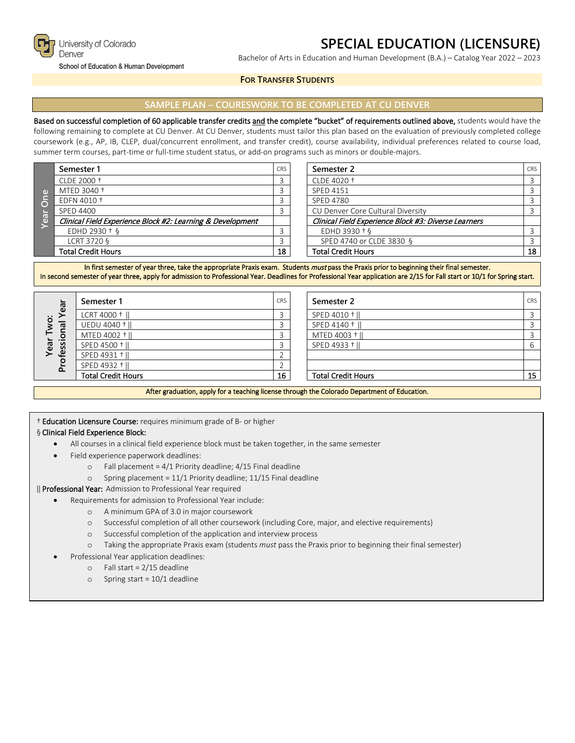# SPECIAL EDUCATION (LICENSURE)

Bachelor of Arts in Education and Human Development (B.A.) – Catalog Year 2022 – 2023

University of Colorado Denver
School of Education & Human Development

**FOR TRANSFER STUDENTS**

## SAMPLE PLAN – COURESWORK TO BE COMPLETED AT CU DENVER

**Based on successful completion of 60 applicable transfer credits and the complete "bucket" of requirements outlined above,** students would have the following remaining to complete at CU Denver. At CU Denver, students must tailor this plan based on the evaluation of previously completed college coursework (e.g., AP, IB, CLEP, dual/concurrent enrollment, and transfer credit), course availability, individual preferences related to course load, summer term courses, part-time or full-time student status, or add-on programs such as minors or double-majors.

### Year One

| Semester 1 | CRS | Semester 2 | CRS |
|---|---|---|---|
| CLDE 2000 † | 3 | CLDE 4020 † | 3 |
| MTED 3040 † | 3 | SPED 4151 | 3 |
| EDFN 4010 † | 3 | SPED 4780 | 3 |
| SPED 4400 | 3 | CU Denver Core Cultural Diversity | 3 |
| *Clinical Field Experience Block #2: Learning & Development* | | *Clinical Field Experience Block #3: Diverse Learners* | |
| EDHD 2930 † § | 3 | EDHD 3930 † § | 3 |
| LCRT 3720 § | 3 | SPED 4740 or CLDE 3830 § | 3 |
| **Total Credit Hours** | **18** | **Total Credit Hours** | **18** |

In first semester of year three, take the appropriate Praxis exam. Students *must* pass the Praxis prior to beginning their final semester.
In second semester of year three, apply for admission to Professional Year. Deadlines for Professional Year application are 2/15 for Fall start or 10/1 for Spring start.

### Year Two: Professional Year

| Semester 1 | CRS | Semester 2 | CRS |
|---|---|---|---|
| LCRT 4000 † ‖ | 3 | SPED 4010 † ‖ | 3 |
| UEDU 4040 † ‖ | 3 | SPED 4140 † ‖ | 3 |
| MTED 4002 † ‖ | 3 | MTED 4003 † ‖ | 3 |
| SPED 4500 † ‖ | 3 | SPED 4933 † ‖ | 6 |
| SPED 4931 † ‖ | 2 | | |
| SPED 4932 † ‖ | 2 | | |
| **Total Credit Hours** | **16** | **Total Credit Hours** | **15** |

After graduation, apply for a teaching license through the Colorado Department of Education.

† **Education Licensure Course:** requires minimum grade of B- or higher

§ **Clinical Field Experience Block:**

- All courses in a clinical field experience block must be taken together, in the same semester
- Field experience paperwork deadlines:
  - Fall placement = 4/1 Priority deadline; 4/15 Final deadline
  - Spring placement = 11/1 Priority deadline; 11/15 Final deadline

‖ **Professional Year:** Admission to Professional Year required

- Requirements for admission to Professional Year include:
  - A minimum GPA of 3.0 in major coursework
  - Successful completion of all other coursework (including Core, major, and elective requirements)
  - Successful completion of the application and interview process
  - Taking the appropriate Praxis exam (students *must* pass the Praxis prior to beginning their final semester)
- Professional Year application deadlines:
  - Fall start = 2/15 deadline
  - Spring start = 10/1 deadline